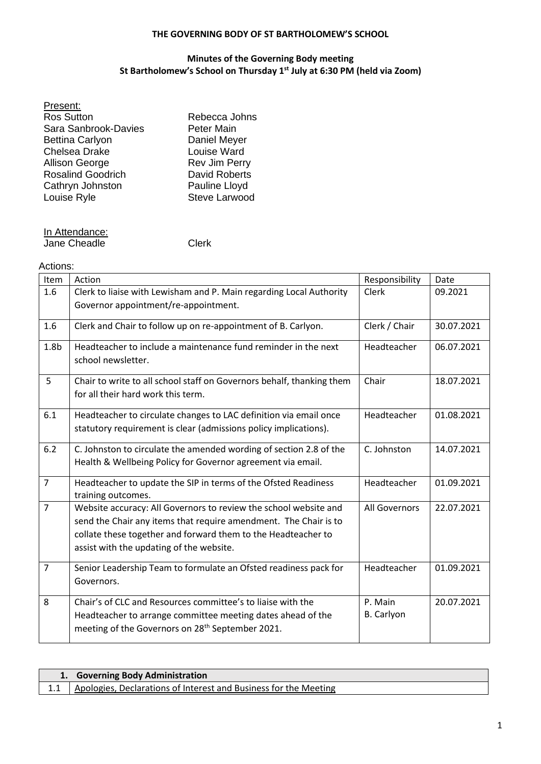**THE GOVERNING BODY OF ST BARTHOLOMEW'S SCHOOL**

**Minutes of the Governing Body meeting**
**St Bartholomew's School on Thursday 1st July at 6:30 PM (held via Zoom)**

Present:

| | |
|---|---|
| Ros Sutton | Rebecca Johns |
| Sara Sanbrook-Davies | Peter Main |
| Bettina Carlyon | Daniel Meyer |
| Chelsea Drake | Louise Ward |
| Allison George | Rev Jim Perry |
| Rosalind Goodrich | David Roberts |
| Cathryn Johnston | Pauline Lloyd |
| Louise Ryle | Steve Larwood |

In Attendance:
Jane Cheadle Clerk

Actions:

| Item | Action | Responsibility | Date |
|---|---|---|---|
| 1.6 | Clerk to liaise with Lewisham and P. Main regarding Local Authority Governor appointment/re-appointment. | Clerk | 09.2021 |
| 1.6 | Clerk and Chair to follow up on re-appointment of B. Carlyon. | Clerk / Chair | 30.07.2021 |
| 1.8b | Headteacher to include a maintenance fund reminder in the next school newsletter. | Headteacher | 06.07.2021 |
| 5 | Chair to write to all school staff on Governors behalf, thanking them for all their hard work this term. | Chair | 18.07.2021 |
| 6.1 | Headteacher to circulate changes to LAC definition via email once statutory requirement is clear (admissions policy implications). | Headteacher | 01.08.2021 |
| 6.2 | C. Johnston to circulate the amended wording of section 2.8 of the Health & Wellbeing Policy for Governor agreement via email. | C. Johnston | 14.07.2021 |
| 7 | Headteacher to update the SIP in terms of the Ofsted Readiness training outcomes. | Headteacher | 01.09.2021 |
| 7 | Website accuracy: All Governors to review the school website and send the Chair any items that require amendment. The Chair is to collate these together and forward them to the Headteacher to assist with the updating of the website. | All Governors | 22.07.2021 |
| 7 | Senior Leadership Team to formulate an Ofsted readiness pack for Governors. | Headteacher | 01.09.2021 |
| 8 | Chair's of CLC and Resources committee's to liaise with the Headteacher to arrange committee meeting dates ahead of the meeting of the Governors on 28th September 2021. | P. Main B. Carlyon | 20.07.2021 |

| | |
|---|---|
| **1.** | **Governing Body Administration** |
| 1.1 | Apologies, Declarations of Interest and Business for the Meeting |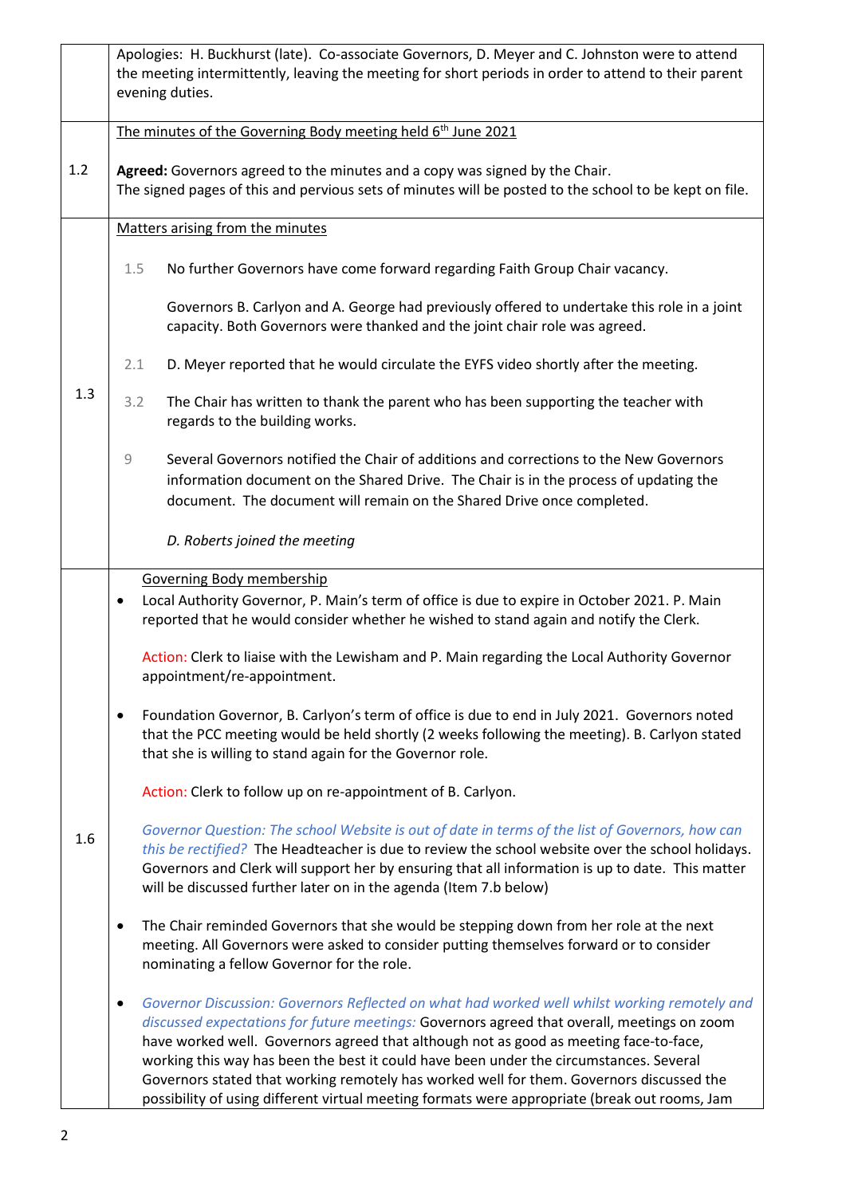| | |
|---|---|
| | Apologies: H. Buckhurst (late). Co-associate Governors, D. Meyer and C. Johnston were to attend the meeting intermittently, leaving the meeting for short periods in order to attend to their parent evening duties. |
| 1.2 | The minutes of the Governing Body meeting held 6th June 2021<br><br>**Agreed:** Governors agreed to the minutes and a copy was signed by the Chair.<br>The signed pages of this and pervious sets of minutes will be posted to the school to be kept on file. |
| 1.3 | Matters arising from the minutes<br><br>1.5 No further Governors have come forward regarding Faith Group Chair vacancy.<br><br>Governors B. Carlyon and A. George had previously offered to undertake this role in a joint capacity. Both Governors were thanked and the joint chair role was agreed.<br><br>2.1 D. Meyer reported that he would circulate the EYFS video shortly after the meeting.<br><br>3.2 The Chair has written to thank the parent who has been supporting the teacher with regards to the building works.<br><br>9 Several Governors notified the Chair of additions and corrections to the New Governors information document on the Shared Drive. The Chair is in the process of updating the document. The document will remain on the Shared Drive once completed.<br><br>*D. Roberts joined the meeting* |
| 1.6 | Governing Body membership<br>• Local Authority Governor, P. Main's term of office is due to expire in October 2021. P. Main reported that he would consider whether he wished to stand again and notify the Clerk.<br><br>Action: Clerk to liaise with the Lewisham and P. Main regarding the Local Authority Governor appointment/re-appointment.<br><br>• Foundation Governor, B. Carlyon's term of office is due to end in July 2021. Governors noted that the PCC meeting would be held shortly (2 weeks following the meeting). B. Carlyon stated that she is willing to stand again for the Governor role.<br><br>Action: Clerk to follow up on re-appointment of B. Carlyon.<br><br>*Governor Question: The school Website is out of date in terms of the list of Governors, how can this be rectified?* The Headteacher is due to review the school website over the school holidays. Governors and Clerk will support her by ensuring that all information is up to date. This matter will be discussed further later on in the agenda (Item 7.b below)<br><br>• The Chair reminded Governors that she would be stepping down from her role at the next meeting. All Governors were asked to consider putting themselves forward or to consider nominating a fellow Governor for the role.<br><br>• *Governor Discussion: Governors Reflected on what had worked well whilst working remotely and discussed expectations for future meetings:* Governors agreed that overall, meetings on zoom have worked well. Governors agreed that although not as good as meeting face-to-face, working this way has been the best it could have been under the circumstances. Several Governors stated that working remotely has worked well for them. Governors discussed the possibility of using different virtual meeting formats were appropriate (break out rooms, Jam |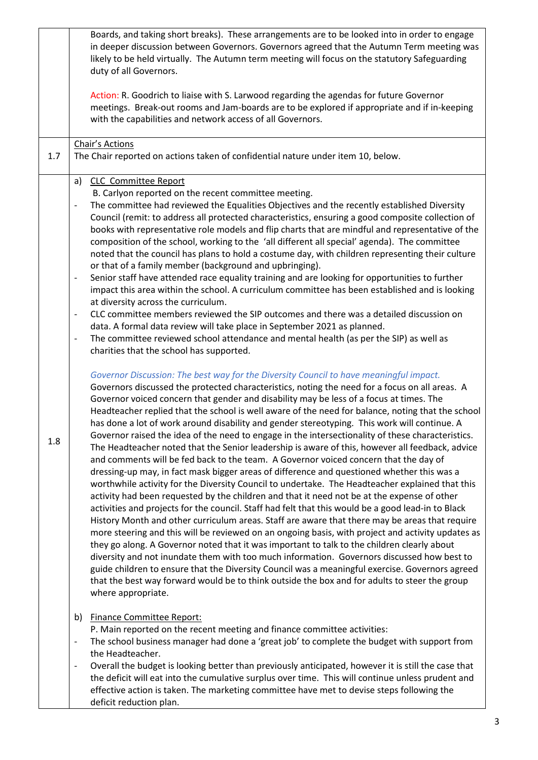| | |
|---|---|
| | Boards, and taking short breaks). These arrangements are to be looked into in order to engage in deeper discussion between Governors. Governors agreed that the Autumn Term meeting was likely to be held virtually. The Autumn term meeting will focus on the statutory Safeguarding duty of all Governors.<br><br>Action: R. Goodrich to liaise with S. Larwood regarding the agendas for future Governor meetings. Break-out rooms and Jam-boards are to be explored if appropriate and if in-keeping with the capabilities and network access of all Governors. |
| 1.7 | <u>Chair's Actions</u><br>The Chair reported on actions taken of confidential nature under item 10, below. |
| 1.8 | a) <u>CLC Committee Report</u><br>B. Carlyon reported on the recent committee meeting.<br>- The committee had reviewed the Equalities Objectives and the recently established Diversity Council (remit: to address all protected characteristics, ensuring a good composite collection of books with representative role models and flip charts that are mindful and representative of the composition of the school, working to the 'all different all special' agenda). The committee noted that the council has plans to hold a costume day, with children representing their culture or that of a family member (background and upbringing).<br>- Senior staff have attended race equality training and are looking for opportunities to further impact this area within the school. A curriculum committee has been established and is looking at diversity across the curriculum.<br>- CLC committee members reviewed the SIP outcomes and there was a detailed discussion on data. A formal data review will take place in September 2021 as planned.<br>- The committee reviewed school attendance and mental health (as per the SIP) as well as charities that the school has supported.<br><br>*Governor Discussion: The best way for the Diversity Council to have meaningful impact.*<br>Governors discussed the protected characteristics, noting the need for a focus on all areas. A Governor voiced concern that gender and disability may be less of a focus at times. The Headteacher replied that the school is well aware of the need for balance, noting that the school has done a lot of work around disability and gender stereotyping. This work will continue. A Governor raised the idea of the need to engage in the intersectionality of these characteristics. The Headteacher noted that the Senior leadership is aware of this, however all feedback, advice and comments will be fed back to the team. A Governor voiced concern that the day of dressing-up may, in fact mask bigger areas of difference and questioned whether this was a worthwhile activity for the Diversity Council to undertake. The Headteacher explained that this activity had been requested by the children and that it need not be at the expense of other activities and projects for the council. Staff had felt that this would be a good lead-in to Black History Month and other curriculum areas. Staff are aware that there may be areas that require more steering and this will be reviewed on an ongoing basis, with project and activity updates as they go along. A Governor noted that it was important to talk to the children clearly about diversity and not inundate them with too much information. Governors discussed how best to guide children to ensure that the Diversity Council was a meaningful exercise. Governors agreed that the best way forward would be to think outside the box and for adults to steer the group where appropriate.<br><br>b) <u>Finance Committee Report:</u><br>P. Main reported on the recent meeting and finance committee activities:<br>- The school business manager had done a 'great job' to complete the budget with support from the Headteacher.<br>- Overall the budget is looking better than previously anticipated, however it is still the case that the deficit will eat into the cumulative surplus over time. This will continue unless prudent and effective action is taken. The marketing committee have met to devise steps following the deficit reduction plan. |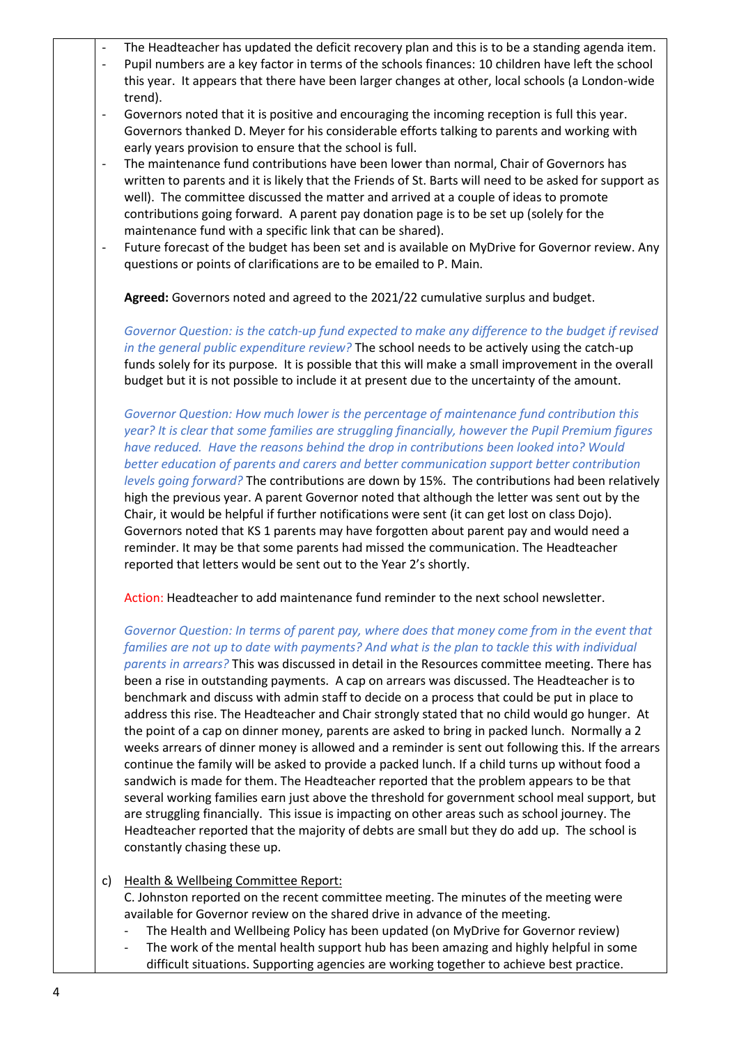- The Headteacher has updated the deficit recovery plan and this is to be a standing agenda item.
- Pupil numbers are a key factor in terms of the schools finances: 10 children have left the school this year. It appears that there have been larger changes at other, local schools (a London-wide trend).
- Governors noted that it is positive and encouraging the incoming reception is full this year. Governors thanked D. Meyer for his considerable efforts talking to parents and working with early years provision to ensure that the school is full.
- The maintenance fund contributions have been lower than normal, Chair of Governors has written to parents and it is likely that the Friends of St. Barts will need to be asked for support as well). The committee discussed the matter and arrived at a couple of ideas to promote contributions going forward. A parent pay donation page is to be set up (solely for the maintenance fund with a specific link that can be shared).
- Future forecast of the budget has been set and is available on MyDrive for Governor review. Any questions or points of clarifications are to be emailed to P. Main.

**Agreed:** Governors noted and agreed to the 2021/22 cumulative surplus and budget.

*Governor Question: is the catch-up fund expected to make any difference to the budget if revised in the general public expenditure review?* The school needs to be actively using the catch-up funds solely for its purpose. It is possible that this will make a small improvement in the overall budget but it is not possible to include it at present due to the uncertainty of the amount.

*Governor Question: How much lower is the percentage of maintenance fund contribution this year? It is clear that some families are struggling financially, however the Pupil Premium figures have reduced. Have the reasons behind the drop in contributions been looked into? Would better education of parents and carers and better communication support better contribution levels going forward?* The contributions are down by 15%. The contributions had been relatively high the previous year. A parent Governor noted that although the letter was sent out by the Chair, it would be helpful if further notifications were sent (it can get lost on class Dojo). Governors noted that KS 1 parents may have forgotten about parent pay and would need a reminder. It may be that some parents had missed the communication. The Headteacher reported that letters would be sent out to the Year 2's shortly.

Action: Headteacher to add maintenance fund reminder to the next school newsletter.

*Governor Question: In terms of parent pay, where does that money come from in the event that families are not up to date with payments? And what is the plan to tackle this with individual parents in arrears?* This was discussed in detail in the Resources committee meeting. There has been a rise in outstanding payments. A cap on arrears was discussed. The Headteacher is to benchmark and discuss with admin staff to decide on a process that could be put in place to address this rise. The Headteacher and Chair strongly stated that no child would go hunger. At the point of a cap on dinner money, parents are asked to bring in packed lunch. Normally a 2 weeks arrears of dinner money is allowed and a reminder is sent out following this. If the arrears continue the family will be asked to provide a packed lunch. If a child turns up without food a sandwich is made for them. The Headteacher reported that the problem appears to be that several working families earn just above the threshold for government school meal support, but are struggling financially. This issue is impacting on other areas such as school journey. The Headteacher reported that the majority of debts are small but they do add up. The school is constantly chasing these up.

c) Health & Wellbeing Committee Report:

C. Johnston reported on the recent committee meeting. The minutes of the meeting were available for Governor review on the shared drive in advance of the meeting.

- The Health and Wellbeing Policy has been updated (on MyDrive for Governor review)
- The work of the mental health support hub has been amazing and highly helpful in some difficult situations. Supporting agencies are working together to achieve best practice.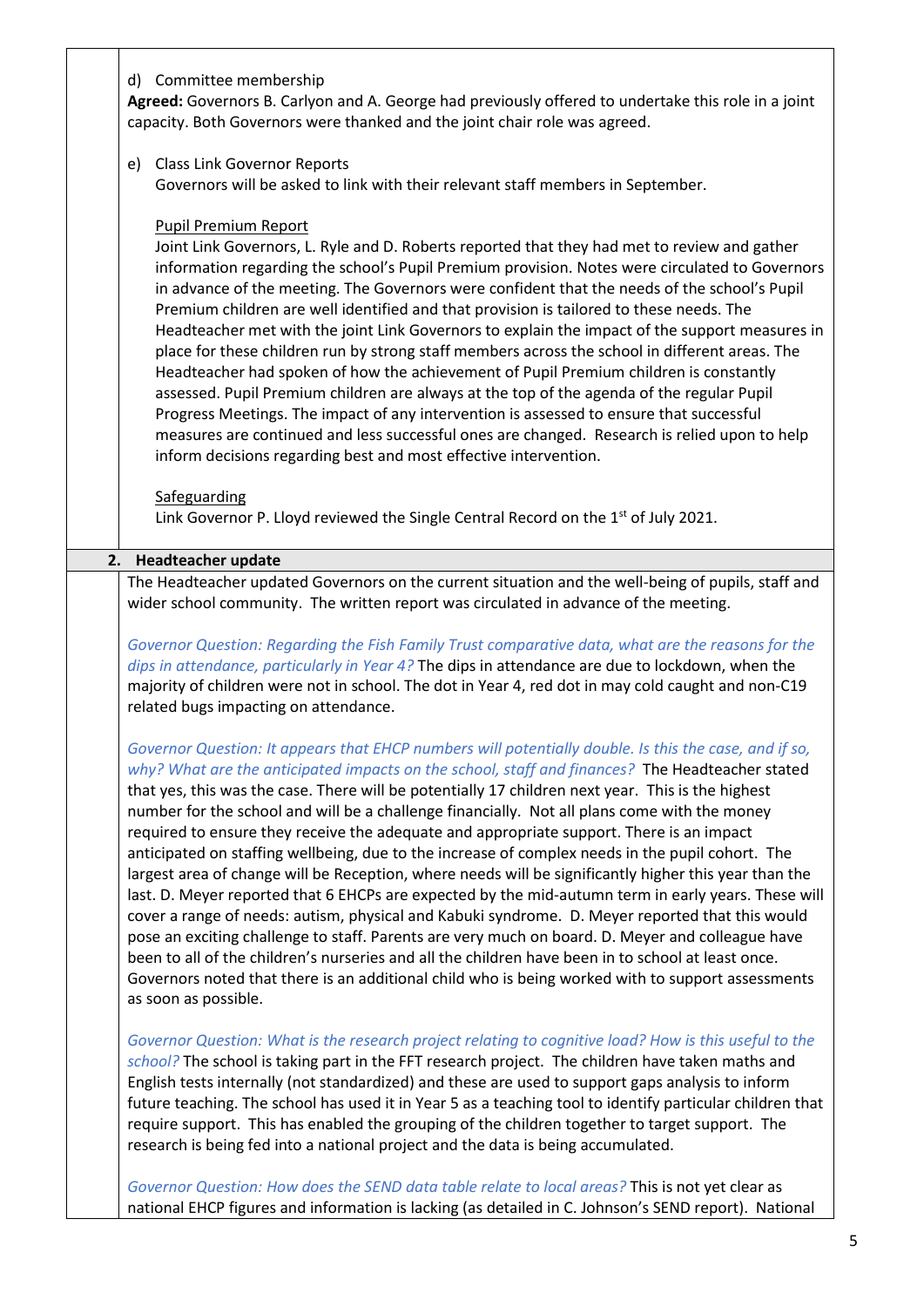d) Committee membership

**Agreed:** Governors B. Carlyon and A. George had previously offered to undertake this role in a joint capacity. Both Governors were thanked and the joint chair role was agreed.

e) Class Link Governor Reports

Governors will be asked to link with their relevant staff members in September.

Pupil Premium Report

Joint Link Governors, L. Ryle and D. Roberts reported that they had met to review and gather information regarding the school's Pupil Premium provision. Notes were circulated to Governors in advance of the meeting. The Governors were confident that the needs of the school's Pupil Premium children are well identified and that provision is tailored to these needs. The Headteacher met with the joint Link Governors to explain the impact of the support measures in place for these children run by strong staff members across the school in different areas. The Headteacher had spoken of how the achievement of Pupil Premium children is constantly assessed. Pupil Premium children are always at the top of the agenda of the regular Pupil Progress Meetings. The impact of any intervention is assessed to ensure that successful measures are continued and less successful ones are changed. Research is relied upon to help inform decisions regarding best and most effective intervention.

Safeguarding

Link Governor P. Lloyd reviewed the Single Central Record on the 1st of July 2021.

## 2. Headteacher update

The Headteacher updated Governors on the current situation and the well-being of pupils, staff and wider school community. The written report was circulated in advance of the meeting.

*Governor Question: Regarding the Fish Family Trust comparative data, what are the reasons for the dips in attendance, particularly in Year 4?* The dips in attendance are due to lockdown, when the majority of children were not in school. The dot in Year 4, red dot in may cold caught and non-C19 related bugs impacting on attendance.

*Governor Question: It appears that EHCP numbers will potentially double. Is this the case, and if so, why? What are the anticipated impacts on the school, staff and finances?* The Headteacher stated that yes, this was the case. There will be potentially 17 children next year. This is the highest number for the school and will be a challenge financially. Not all plans come with the money required to ensure they receive the adequate and appropriate support. There is an impact anticipated on staffing wellbeing, due to the increase of complex needs in the pupil cohort. The largest area of change will be Reception, where needs will be significantly higher this year than the last. D. Meyer reported that 6 EHCPs are expected by the mid-autumn term in early years. These will cover a range of needs: autism, physical and Kabuki syndrome. D. Meyer reported that this would pose an exciting challenge to staff. Parents are very much on board. D. Meyer and colleague have been to all of the children's nurseries and all the children have been in to school at least once. Governors noted that there is an additional child who is being worked with to support assessments as soon as possible.

*Governor Question: What is the research project relating to cognitive load? How is this useful to the school?* The school is taking part in the FFT research project. The children have taken maths and English tests internally (not standardized) and these are used to support gaps analysis to inform future teaching. The school has used it in Year 5 as a teaching tool to identify particular children that require support. This has enabled the grouping of the children together to target support. The research is being fed into a national project and the data is being accumulated.

*Governor Question: How does the SEND data table relate to local areas?* This is not yet clear as national EHCP figures and information is lacking (as detailed in C. Johnson's SEND report). National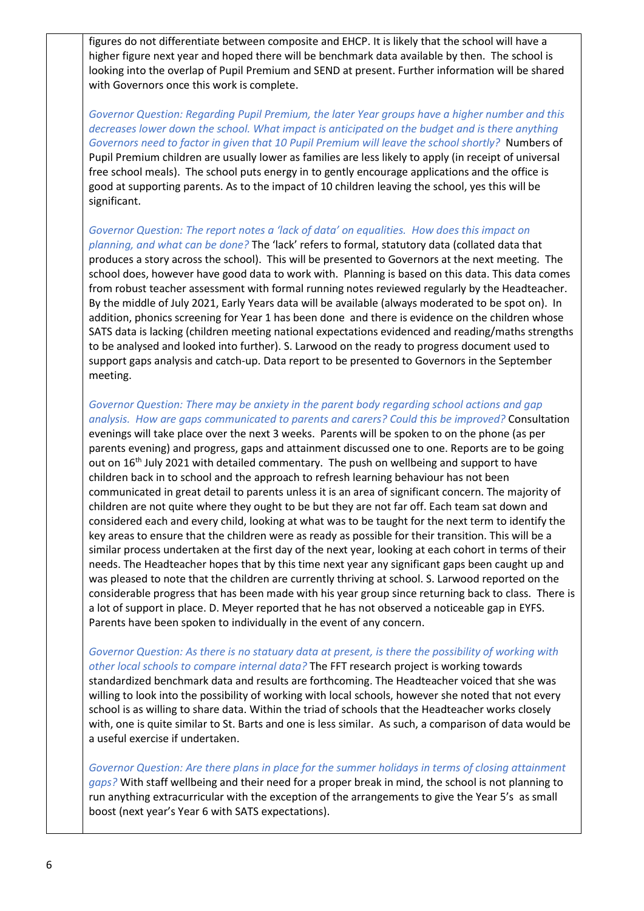figures do not differentiate between composite and EHCP. It is likely that the school will have a higher figure next year and hoped there will be benchmark data available by then. The school is looking into the overlap of Pupil Premium and SEND at present. Further information will be shared with Governors once this work is complete.

*Governor Question: Regarding Pupil Premium, the later Year groups have a higher number and this decreases lower down the school. What impact is anticipated on the budget and is there anything Governors need to factor in given that 10 Pupil Premium will leave the school shortly?* Numbers of Pupil Premium children are usually lower as families are less likely to apply (in receipt of universal free school meals). The school puts energy in to gently encourage applications and the office is good at supporting parents. As to the impact of 10 children leaving the school, yes this will be significant.

*Governor Question: The report notes a 'lack of data' on equalities. How does this impact on planning, and what can be done?* The 'lack' refers to formal, statutory data (collated data that produces a story across the school). This will be presented to Governors at the next meeting. The school does, however have good data to work with. Planning is based on this data. This data comes from robust teacher assessment with formal running notes reviewed regularly by the Headteacher. By the middle of July 2021, Early Years data will be available (always moderated to be spot on). In addition, phonics screening for Year 1 has been done and there is evidence on the children whose SATS data is lacking (children meeting national expectations evidenced and reading/maths strengths to be analysed and looked into further). S. Larwood on the ready to progress document used to support gaps analysis and catch-up. Data report to be presented to Governors in the September meeting.

*Governor Question: There may be anxiety in the parent body regarding school actions and gap analysis. How are gaps communicated to parents and carers? Could this be improved?* Consultation evenings will take place over the next 3 weeks. Parents will be spoken to on the phone (as per parents evening) and progress, gaps and attainment discussed one to one. Reports are to be going out on 16th July 2021 with detailed commentary. The push on wellbeing and support to have children back in to school and the approach to refresh learning behaviour has not been communicated in great detail to parents unless it is an area of significant concern. The majority of children are not quite where they ought to be but they are not far off. Each team sat down and considered each and every child, looking at what was to be taught for the next term to identify the key areas to ensure that the children were as ready as possible for their transition. This will be a similar process undertaken at the first day of the next year, looking at each cohort in terms of their needs. The Headteacher hopes that by this time next year any significant gaps been caught up and was pleased to note that the children are currently thriving at school. S. Larwood reported on the considerable progress that has been made with his year group since returning back to class. There is a lot of support in place. D. Meyer reported that he has not observed a noticeable gap in EYFS. Parents have been spoken to individually in the event of any concern.

*Governor Question: As there is no statuary data at present, is there the possibility of working with other local schools to compare internal data?* The FFT research project is working towards standardized benchmark data and results are forthcoming. The Headteacher voiced that she was willing to look into the possibility of working with local schools, however she noted that not every school is as willing to share data. Within the triad of schools that the Headteacher works closely with, one is quite similar to St. Barts and one is less similar. As such, a comparison of data would be a useful exercise if undertaken.

*Governor Question: Are there plans in place for the summer holidays in terms of closing attainment gaps?* With staff wellbeing and their need for a proper break in mind, the school is not planning to run anything extracurricular with the exception of the arrangements to give the Year 5's as small boost (next year's Year 6 with SATS expectations).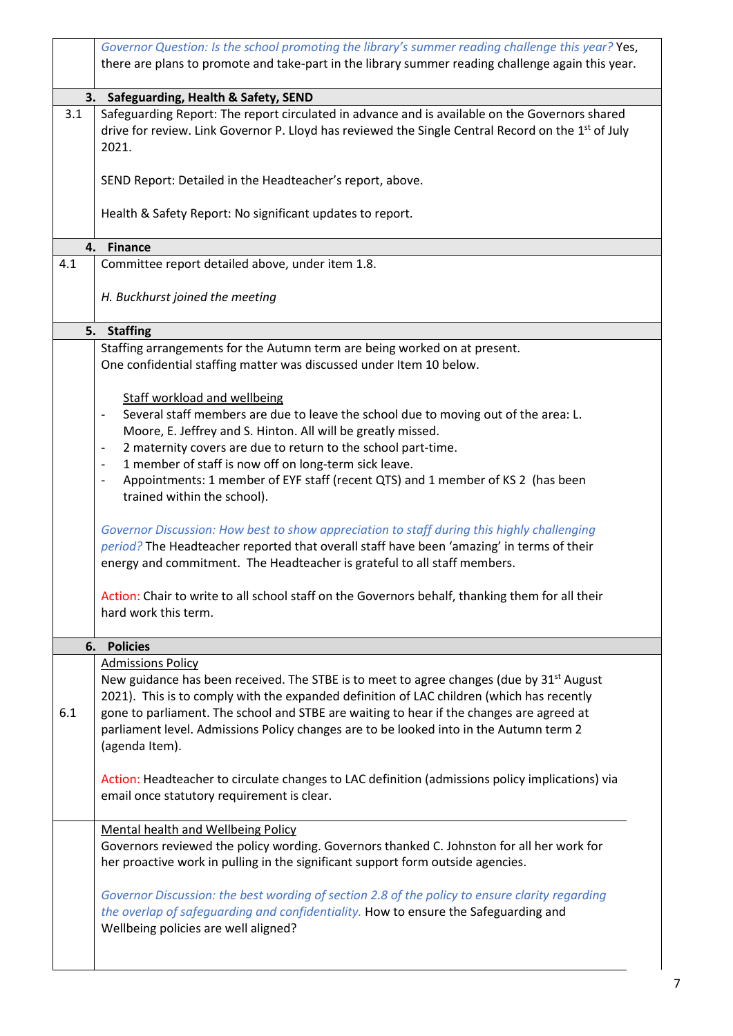| | |
|---|---|
| | *Governor Question: Is the school promoting the library's summer reading challenge this year?* Yes, there are plans to promote and take-part in the library summer reading challenge again this year. |
| **3.** | **Safeguarding, Health & Safety, SEND** |
| 3.1 | Safeguarding Report: The report circulated in advance and is available on the Governors shared drive for review. Link Governor P. Lloyd has reviewed the Single Central Record on the 1st of July 2021.<br><br>SEND Report: Detailed in the Headteacher's report, above.<br><br>Health & Safety Report: No significant updates to report. |
| **4.** | **Finance** |
| 4.1 | Committee report detailed above, under item 1.8.<br><br>*H. Buckhurst joined the meeting* |
| **5.** | **Staffing** |
| | Staffing arrangements for the Autumn term are being worked on at present.<br>One confidential staffing matter was discussed under Item 10 below.<br><br>Staff workload and wellbeing<br>- Several staff members are due to leave the school due to moving out of the area: L. Moore, E. Jeffrey and S. Hinton. All will be greatly missed.<br>- 2 maternity covers are due to return to the school part-time.<br>- 1 member of staff is now off on long-term sick leave.<br>- Appointments: 1 member of EYF staff (recent QTS) and 1 member of KS 2 (has been trained within the school).<br><br>*Governor Discussion: How best to show appreciation to staff during this highly challenging period?* The Headteacher reported that overall staff have been 'amazing' in terms of their energy and commitment. The Headteacher is grateful to all staff members.<br><br>Action: Chair to write to all school staff on the Governors behalf, thanking them for all their hard work this term. |
| **6.** | **Policies** |
| 6.1 | Admissions Policy<br>New guidance has been received. The STBE is to meet to agree changes (due by 31st August 2021). This is to comply with the expanded definition of LAC children (which has recently gone to parliament. The school and STBE are waiting to hear if the changes are agreed at parliament level. Admissions Policy changes are to be looked into in the Autumn term 2 (agenda Item).<br><br>Action: Headteacher to circulate changes to LAC definition (admissions policy implications) via email once statutory requirement is clear. |
| | Mental health and Wellbeing Policy<br>Governors reviewed the policy wording. Governors thanked C. Johnston for all her work for her proactive work in pulling in the significant support form outside agencies.<br><br>*Governor Discussion: the best wording of section 2.8 of the policy to ensure clarity regarding the overlap of safeguarding and confidentiality.* How to ensure the Safeguarding and Wellbeing policies are well aligned? |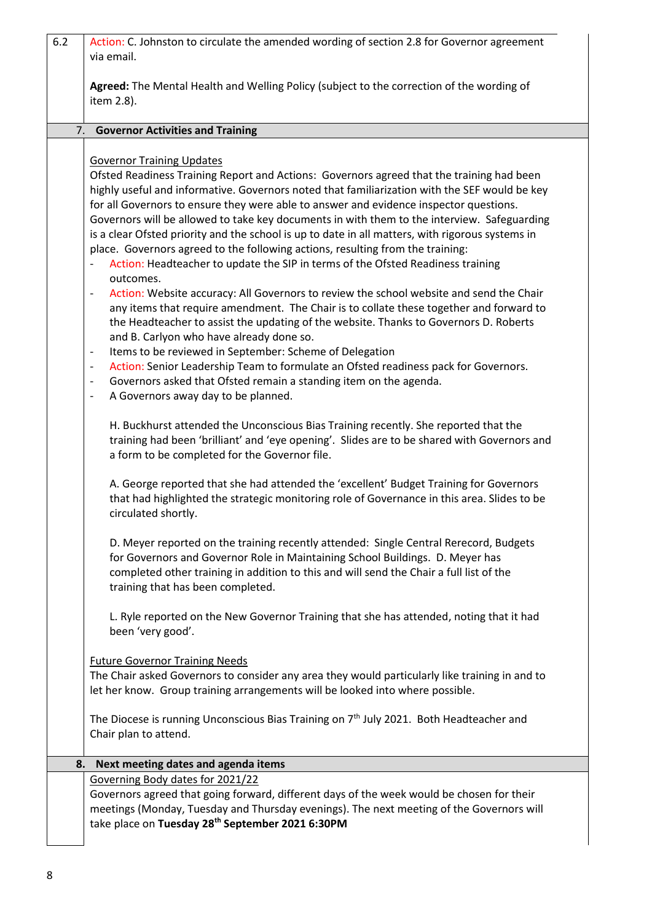| 6.2 | Action: C. Johnston to circulate the amended wording of section 2.8 for Governor agreement via email.<br><br>**Agreed:** The Mental Health and Welling Policy (subject to the correction of the wording of item 2.8). |
|---|---|

## 7. Governor Activities and Training

Governor Training Updates

Ofsted Readiness Training Report and Actions: Governors agreed that the training had been highly useful and informative. Governors noted that familiarization with the SEF would be key for all Governors to ensure they were able to answer and evidence inspector questions. Governors will be allowed to take key documents in with them to the interview. Safeguarding is a clear Ofsted priority and the school is up to date in all matters, with rigorous systems in place. Governors agreed to the following actions, resulting from the training:

- Action: Headteacher to update the SIP in terms of the Ofsted Readiness training outcomes.
- Action: Website accuracy: All Governors to review the school website and send the Chair any items that require amendment. The Chair is to collate these together and forward to the Headteacher to assist the updating of the website. Thanks to Governors D. Roberts and B. Carlyon who have already done so.
- Items to be reviewed in September: Scheme of Delegation
- Action: Senior Leadership Team to formulate an Ofsted readiness pack for Governors.
- Governors asked that Ofsted remain a standing item on the agenda.
- A Governors away day to be planned.

H. Buckhurst attended the Unconscious Bias Training recently. She reported that the training had been 'brilliant' and 'eye opening'. Slides are to be shared with Governors and a form to be completed for the Governor file.

A. George reported that she had attended the 'excellent' Budget Training for Governors that had highlighted the strategic monitoring role of Governance in this area. Slides to be circulated shortly.

D. Meyer reported on the training recently attended: Single Central Rerecord, Budgets for Governors and Governor Role in Maintaining School Buildings. D. Meyer has completed other training in addition to this and will send the Chair a full list of the training that has been completed.

L. Ryle reported on the New Governor Training that she has attended, noting that it had been 'very good'.

Future Governor Training Needs

The Chair asked Governors to consider any area they would particularly like training in and to let her know. Group training arrangements will be looked into where possible.

The Diocese is running Unconscious Bias Training on 7th July 2021. Both Headteacher and Chair plan to attend.

## 8. Next meeting dates and agenda items

Governing Body dates for 2021/22

Governors agreed that going forward, different days of the week would be chosen for their meetings (Monday, Tuesday and Thursday evenings). The next meeting of the Governors will take place on **Tuesday 28th September 2021 6:30PM**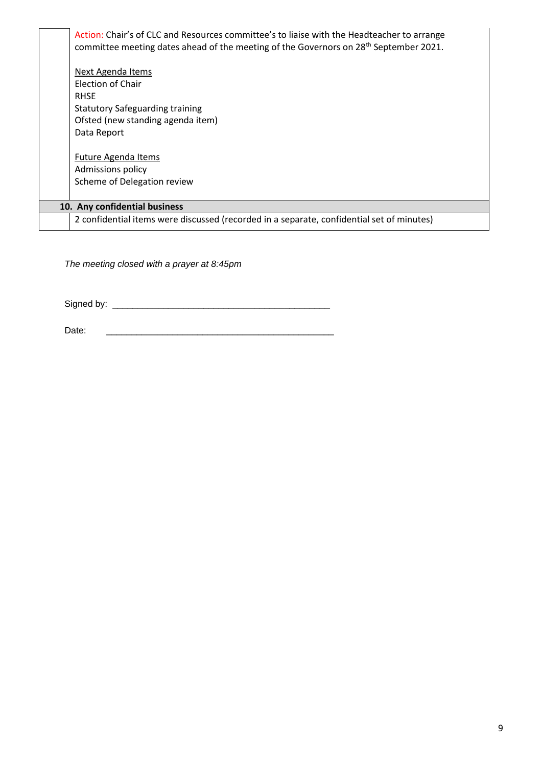| | |
|---|---|
| | Action: Chair's of CLC and Resources committee's to liaise with the Headteacher to arrange committee meeting dates ahead of the meeting of the Governors on 28th September 2021.<br><br>Next Agenda Items<br>Election of Chair<br>RHSE<br>Statutory Safeguarding training<br>Ofsted (new standing agenda item)<br>Data Report<br><br>Future Agenda Items<br>Admissions policy<br>Scheme of Delegation review |
| **10. Any confidential business** | |
| | 2 confidential items were discussed (recorded in a separate, confidential set of minutes) |

*The meeting closed with a prayer at 8:45pm*

Signed by: ____________________________________________

Date: ____________________________________________